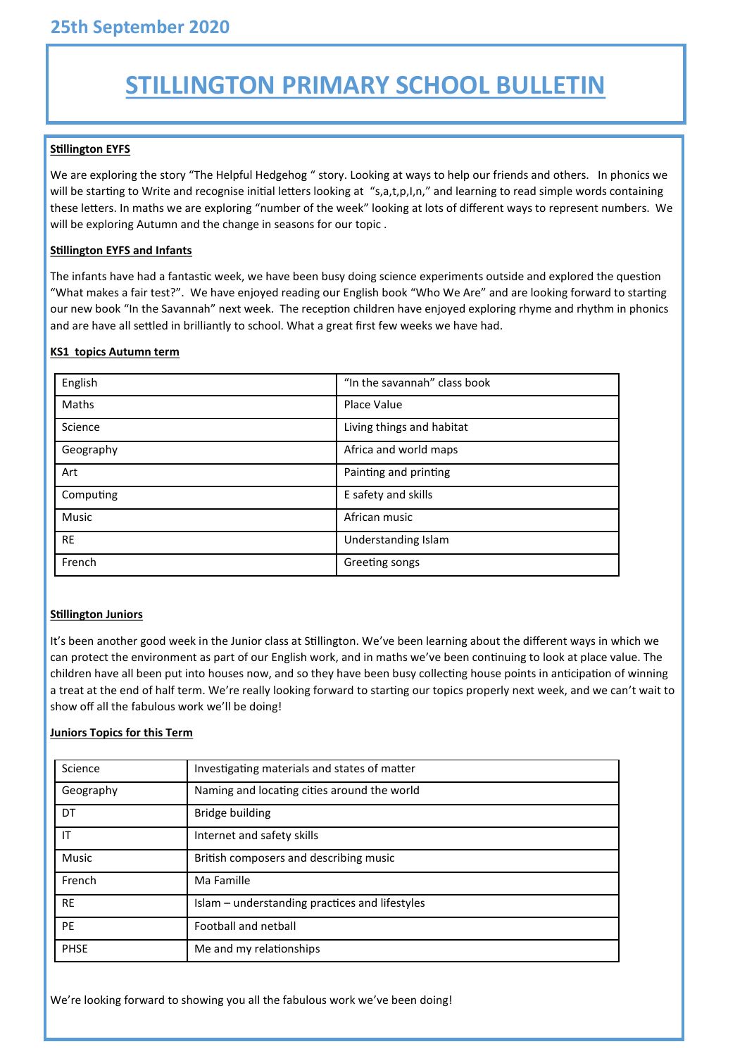25th September 2020

# STILLINGTON PRIMARY SCHOOL BULLETIN

**Stillington EYFS**

We are exploring the story "The Helpful Hedgehog " story. Looking at ways to help our friends and others. In phonics we will be starting to Write and recognise initial letters looking at "s,a,t,p,I,n," and learning to read simple words containing these letters. In maths we are exploring "number of the week" looking at lots of different ways to represent numbers. We will be exploring Autumn and the change in seasons for our topic .

**Stillington EYFS and Infants**

The infants have had a fantastic week, we have been busy doing science experiments outside and explored the question "What makes a fair test?". We have enjoyed reading our English book "Who We Are" and are looking forward to starting our new book "In the Savannah" next week. The reception children have enjoyed exploring rhyme and rhythm in phonics and are have all settled in brilliantly to school. What a great first few weeks we have had.

**KS1 topics Autumn term**

| | |
|---|---|
| English | "In the savannah" class book |
| Maths | Place Value |
| Science | Living things and habitat |
| Geography | Africa and world maps |
| Art | Painting and printing |
| Computing | E safety and skills |
| Music | African music |
| RE | Understanding Islam |
| French | Greeting songs |

**Stillington Juniors**

It's been another good week in the Junior class at Stillington. We've been learning about the different ways in which we can protect the environment as part of our English work, and in maths we've been continuing to look at place value. The children have all been put into houses now, and so they have been busy collecting house points in anticipation of winning a treat at the end of half term. We're really looking forward to starting our topics properly next week, and we can't wait to show off all the fabulous work we'll be doing!

**Juniors Topics for this Term**

| | |
|---|---|
| Science | Investigating materials and states of matter |
| Geography | Naming and locating cities around the world |
| DT | Bridge building |
| IT | Internet and safety skills |
| Music | British composers and describing music |
| French | Ma Famille |
| RE | Islam – understanding practices and lifestyles |
| PE | Football and netball |
| PHSE | Me and my relationships |

We're looking forward to showing you all the fabulous work we've been doing!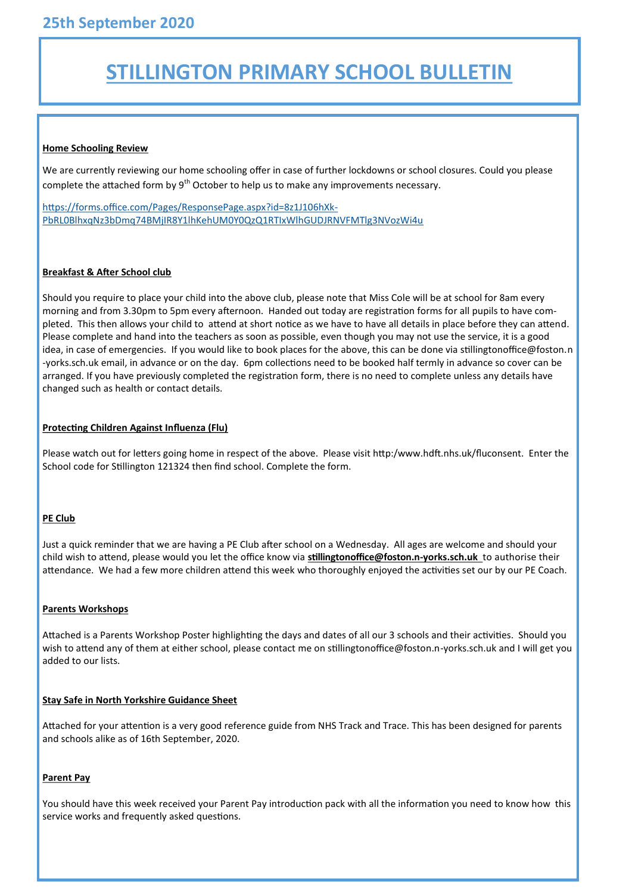25th September 2020

# STILLINGTON PRIMARY SCHOOL BULLETIN

**Home Schooling Review**

We are currently reviewing our home schooling offer in case of further lockdowns or school closures. Could you please complete the attached form by 9th October to help us to make any improvements necessary.

https://forms.office.com/Pages/ResponsePage.aspx?id=8z1J106hXk-PbRL0BlhxqNz3bDmq74BMjIR8Y1lhKehUM0Y0QzQ1RTIxWlhGUDJRNVFMTlg3NVozWi4u

**Breakfast & After School club**

Should you require to place your child into the above club, please note that Miss Cole will be at school for 8am every morning and from 3.30pm to 5pm every afternoon. Handed out today are registration forms for all pupils to have completed. This then allows your child to attend at short notice as we have to have all details in place before they can attend. Please complete and hand into the teachers as soon as possible, even though you may not use the service, it is a good idea, in case of emergencies. If you would like to book places for the above, this can be done via stillingtonoffice@foston.n-yorks.sch.uk email, in advance or on the day. 6pm collections need to be booked half termly in advance so cover can be arranged. If you have previously completed the registration form, there is no need to complete unless any details have changed such as health or contact details.

**Protecting Children Against Influenza (Flu)**

Please watch out for letters going home in respect of the above. Please visit http:/www.hdft.nhs.uk/fluconsent. Enter the School code for Stillington 121324 then find school. Complete the form.

**PE Club**

Just a quick reminder that we are having a PE Club after school on a Wednesday. All ages are welcome and should your child wish to attend, please would you let the office know via **stillingtonoffice@foston.n-yorks.sch.uk** to authorise their attendance. We had a few more children attend this week who thoroughly enjoyed the activities set our by our PE Coach.

**Parents Workshops**

Attached is a Parents Workshop Poster highlighting the days and dates of all our 3 schools and their activities. Should you wish to attend any of them at either school, please contact me on stillingtonoffice@foston.n-yorks.sch.uk and I will get you added to our lists.

**Stay Safe in North Yorkshire Guidance Sheet**

Attached for your attention is a very good reference guide from NHS Track and Trace. This has been designed for parents and schools alike as of 16th September, 2020.

**Parent Pay**

You should have this week received your Parent Pay introduction pack with all the information you need to know how this service works and frequently asked questions.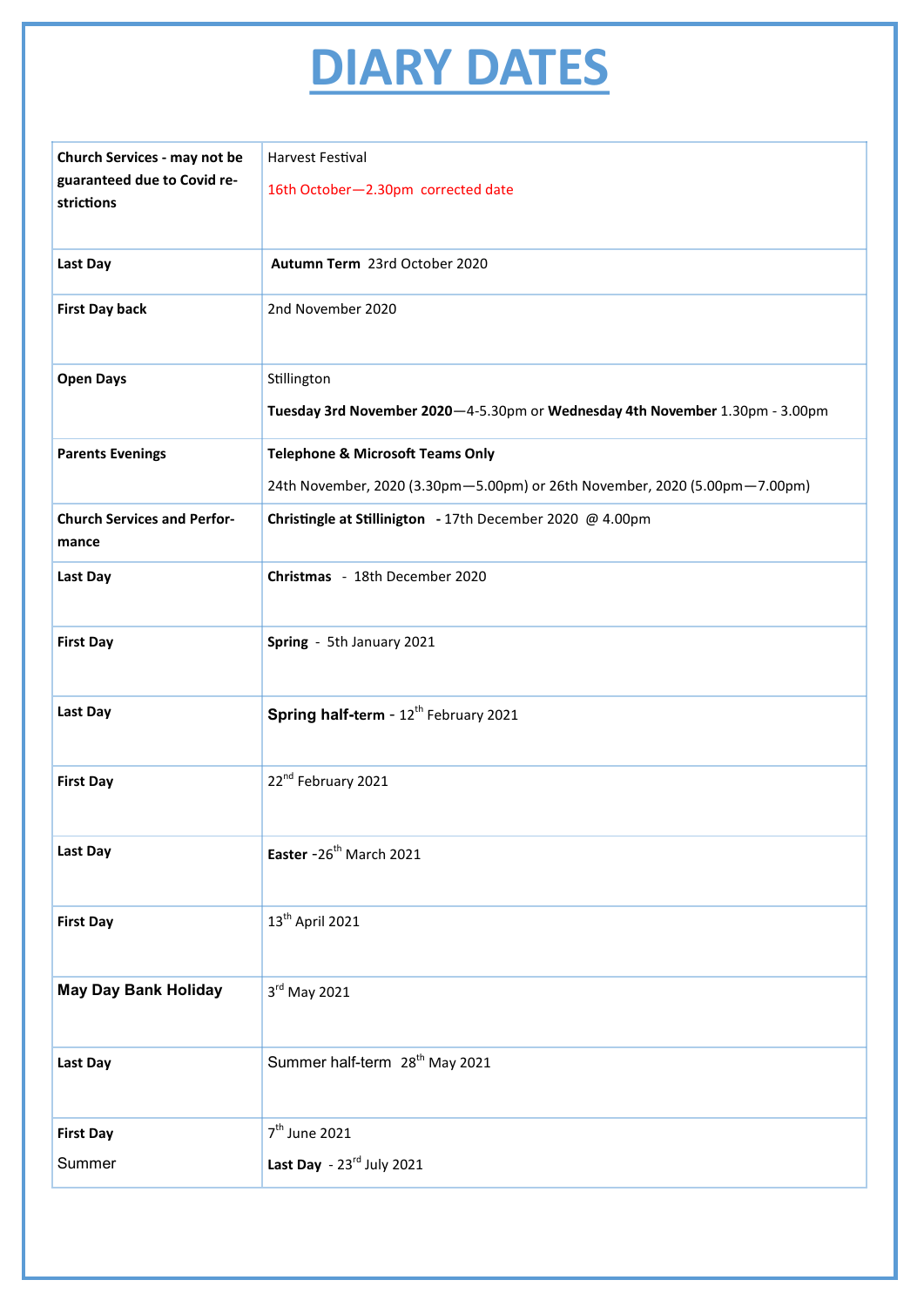// DIARY DATES

| | |
|---|---|
| **Church Services - may not be guaranteed due to Covid restrictions** | Harvest Festival<br>16th October—2.30pm corrected date |
| **Last Day** | **Autumn Term** 23rd October 2020 |
| **First Day back** | 2nd November 2020 |
| **Open Days** | Stillington<br>**Tuesday 3rd November 2020**—4-5.30pm or **Wednesday 4th November** 1.30pm - 3.00pm |
| **Parents Evenings** | **Telephone & Microsoft Teams Only**<br>24th November, 2020 (3.30pm—5.00pm) or 26th November, 2020 (5.00pm—7.00pm) |
| **Church Services and Performance** | **Christingle at Stillinigton** - 17th December 2020 @ 4.00pm |
| **Last Day** | **Christmas** - 18th December 2020 |
| **First Day** | **Spring** - 5th January 2021 |
| **Last Day** | **Spring half-term** - 12th February 2021 |
| **First Day** | 22nd February 2021 |
| **Last Day** | **Easter** -26th March 2021 |
| **First Day** | 13th April 2021 |
| **May Day Bank Holiday** | 3rd May 2021 |
| **Last Day** | Summer half-term 28th May 2021 |
| **First Day**<br>Summer | 7th June 2021<br>**Last Day** - 23rd July 2021 |